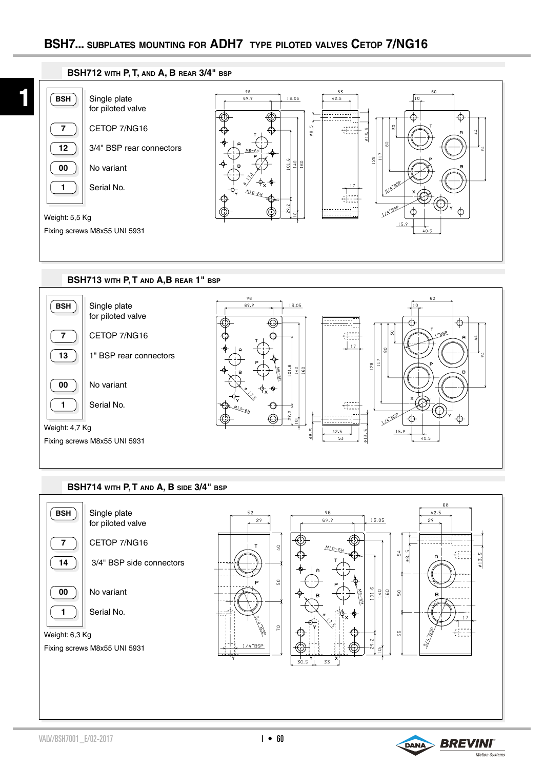# BSH7... SUBPLATES MOUNTING FOR ADH7 TYPE PILOTED VALVES CETOP 7/NG16

## BSH712 WITH P, T, AND A, B REAR 3/4" BSP

| Code | Description |
|---|---|
| BSH | Single plate for piloted valve |
| 7 | CETOP 7/NG16 |
| 12 | 3/4" BSP rear connectors |
| 00 | No variant |
| 1 | Serial No. |

Weight: 5,5 Kg

Fixing screws M8x55 UNI 5931

## BSH713 WITH P, T AND A,B REAR 1" BSP

| Code | Description |
|---|---|
| BSH | Single plate for piloted valve |
| 7 | CETOP 7/NG16 |
| 13 | 1" BSP rear connectors |
| 00 | No variant |
| 1 | Serial No. |

Weight: 4,7 Kg

Fixing screws M8x55 UNI 5931

## BSH714 WITH P, T AND A, B SIDE 3/4" BSP

| Code | Description |
|---|---|
| BSH | Single plate for piloted valve |
| 7 | CETOP 7/NG16 |
| 14 | 3/4" BSP side connectors |
| 00 | No variant |
| 1 | Serial No. |

Weight: 6,3 Kg

Fixing screws M8x55 UNI 5931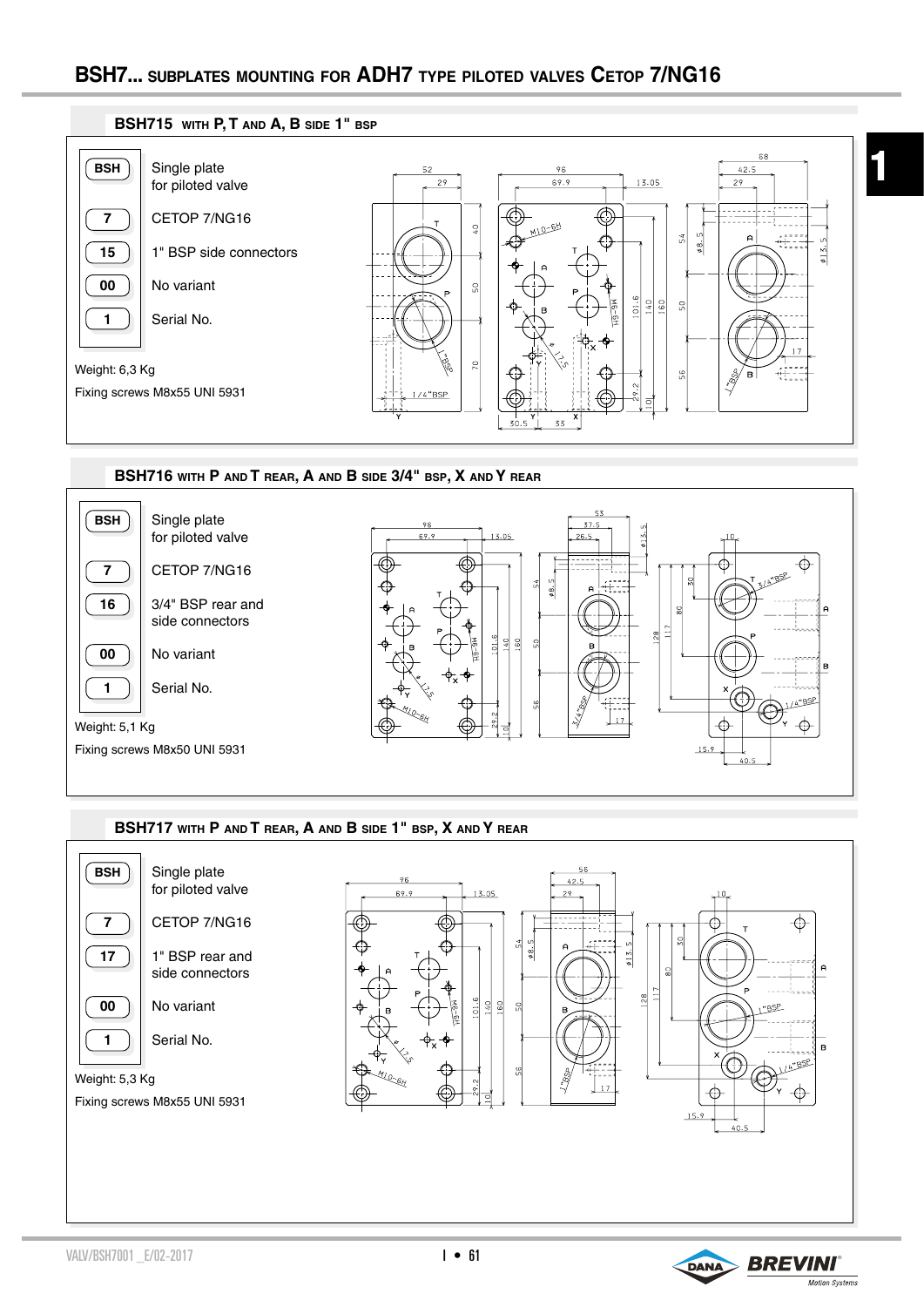# BSH7... SUBPLATES MOUNTING FOR ADH7 TYPE PILOTED VALVES CETOP 7/NG16

## BSH715 WITH P, T AND A, B SIDE 1" BSP

| | |
|---|---|
| BSH | Single plate for piloted valve |
| 7 | CETOP 7/NG16 |
| 15 | 1" BSP side connectors |
| 00 | No variant |
| 1 | Serial No. |

Weight: 6,3 Kg

Fixing screws M8x55 UNI 5931

## BSH716 WITH P AND T REAR, A AND B SIDE 3/4" BSP, X AND Y REAR

| | |
|---|---|
| BSH | Single plate for piloted valve |
| 7 | CETOP 7/NG16 |
| 16 | 3/4" BSP rear and side connectors |
| 00 | No variant |
| 1 | Serial No. |

Weight: 5,1 Kg

Fixing screws M8x50 UNI 5931

## BSH717 WITH P AND T REAR, A AND B SIDE 1" BSP, X AND Y REAR

| | |
|---|---|
| BSH | Single plate for piloted valve |
| 7 | CETOP 7/NG16 |
| 17 | 1" BSP rear and side connectors |
| 00 | No variant |
| 1 | Serial No. |

Weight: 5,3 Kg

Fixing screws M8x55 UNI 5931